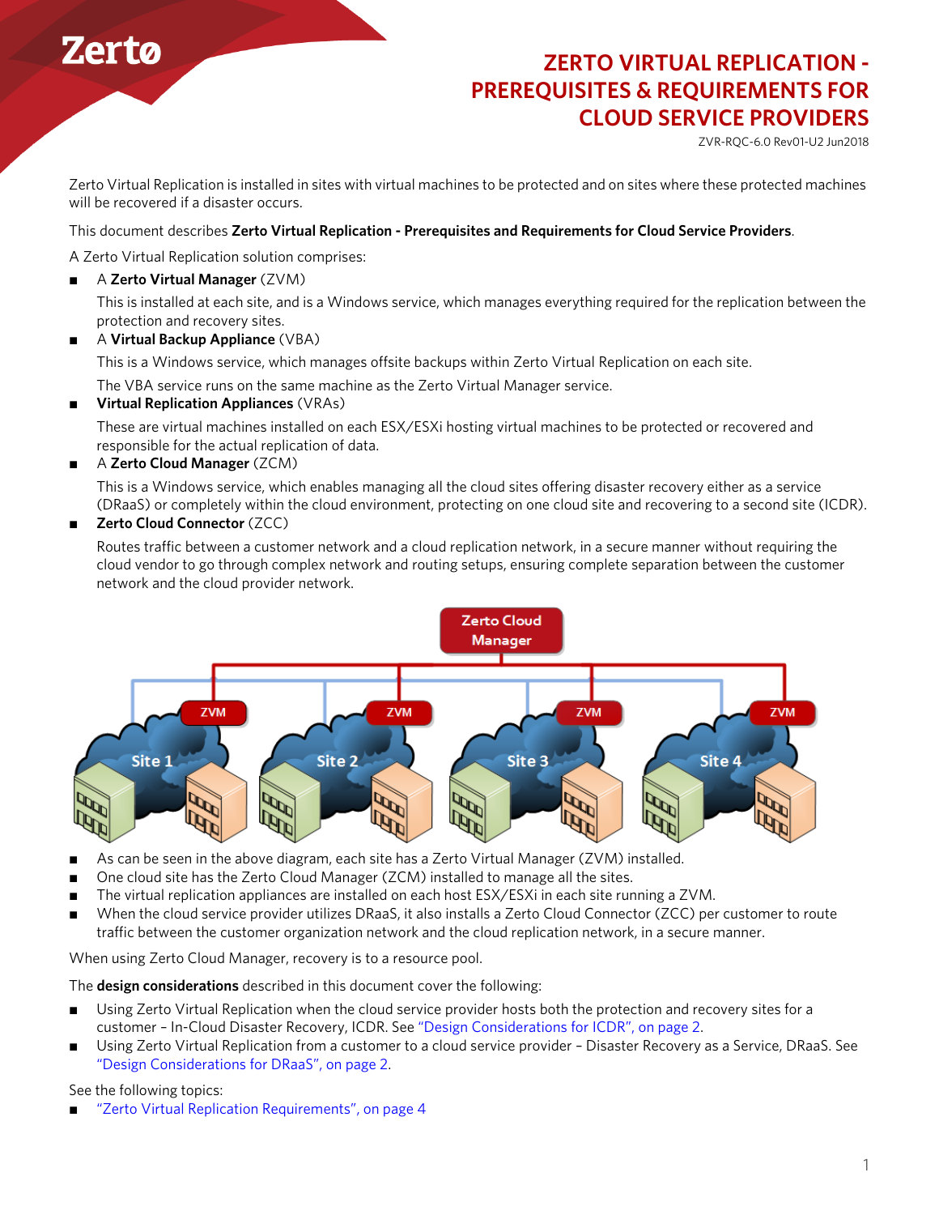# ZERTO VIRTUAL REPLICATION - PREREQUISITES & REQUIREMENTS FOR CLOUD SERVICE PROVIDERS

ZVR-RQC-6.0 Rev01-U2 Jun2018

Zerto Virtual Replication is installed in sites with virtual machines to be protected and on sites where these protected machines will be recovered if a disaster occurs.

This document describes **Zerto Virtual Replication - Prerequisites and Requirements for Cloud Service Providers**.

A Zerto Virtual Replication solution comprises:

- A **Zerto Virtual Manager** (ZVM)

  This is installed at each site, and is a Windows service, which manages everything required for the replication between the protection and recovery sites.
- A **Virtual Backup Appliance** (VBA)

  This is a Windows service, which manages offsite backups within Zerto Virtual Replication on each site.

  The VBA service runs on the same machine as the Zerto Virtual Manager service.
- **Virtual Replication Appliances** (VRAs)

  These are virtual machines installed on each ESX/ESXi hosting virtual machines to be protected or recovered and responsible for the actual replication of data.
- A **Zerto Cloud Manager** (ZCM)

  This is a Windows service, which enables managing all the cloud sites offering disaster recovery either as a service (DRaaS) or completely within the cloud environment, protecting on one cloud site and recovering to a second site (ICDR).
- **Zerto Cloud Connector** (ZCC)

  Routes traffic between a customer network and a cloud replication network, in a secure manner without requiring the cloud vendor to go through complex network and routing setups, ensuring complete separation between the customer network and the cloud provider network.

- As can be seen in the above diagram, each site has a Zerto Virtual Manager (ZVM) installed.
- One cloud site has the Zerto Cloud Manager (ZCM) installed to manage all the sites.
- The virtual replication appliances are installed on each host ESX/ESXi in each site running a ZVM.
- When the cloud service provider utilizes DRaaS, it also installs a Zerto Cloud Connector (ZCC) per customer to route traffic between the customer organization network and the cloud replication network, in a secure manner.

When using Zerto Cloud Manager, recovery is to a resource pool.

The **design considerations** described in this document cover the following:

- Using Zerto Virtual Replication when the cloud service provider hosts both the protection and recovery sites for a customer – In-Cloud Disaster Recovery, ICDR. See "Design Considerations for ICDR", on page 2.
- Using Zerto Virtual Replication from a customer to a cloud service provider – Disaster Recovery as a Service, DRaaS. See "Design Considerations for DRaaS", on page 2.

See the following topics:

- "Zerto Virtual Replication Requirements", on page 4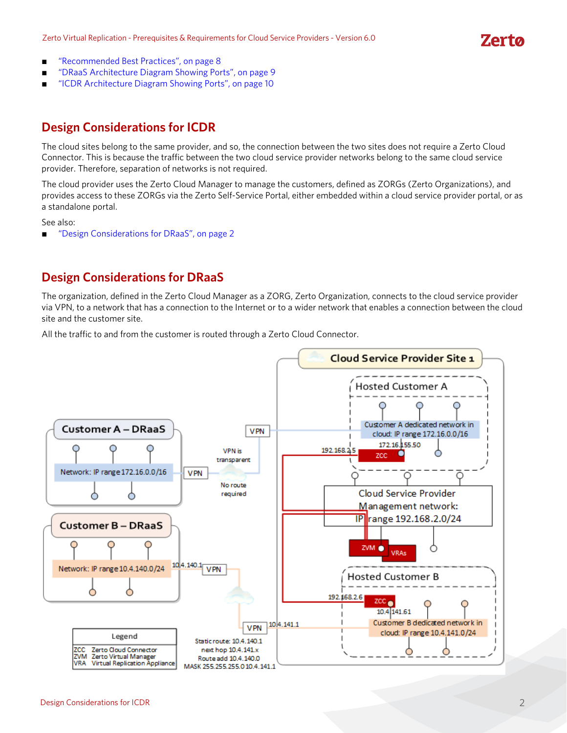- "Recommended Best Practices", on page 8
- "DRaaS Architecture Diagram Showing Ports", on page 9
- "ICDR Architecture Diagram Showing Ports", on page 10

## Design Considerations for ICDR

The cloud sites belong to the same provider, and so, the connection between the two sites does not require a Zerto Cloud Connector. This is because the traffic between the two cloud service provider networks belong to the same cloud service provider. Therefore, separation of networks is not required.

The cloud provider uses the Zerto Cloud Manager to manage the customers, defined as ZORGs (Zerto Organizations), and provides access to these ZORGs via the Zerto Self-Service Portal, either embedded within a cloud service provider portal, or as a standalone portal.

See also:

- "Design Considerations for DRaaS", on page 2

## Design Considerations for DRaaS

The organization, defined in the Zerto Cloud Manager as a ZORG, Zerto Organization, connects to the cloud service provider via VPN, to a network that has a connection to the Internet or to a wider network that enables a connection between the cloud site and the customer site.

All the traffic to and from the customer is routed through a Zerto Cloud Connector.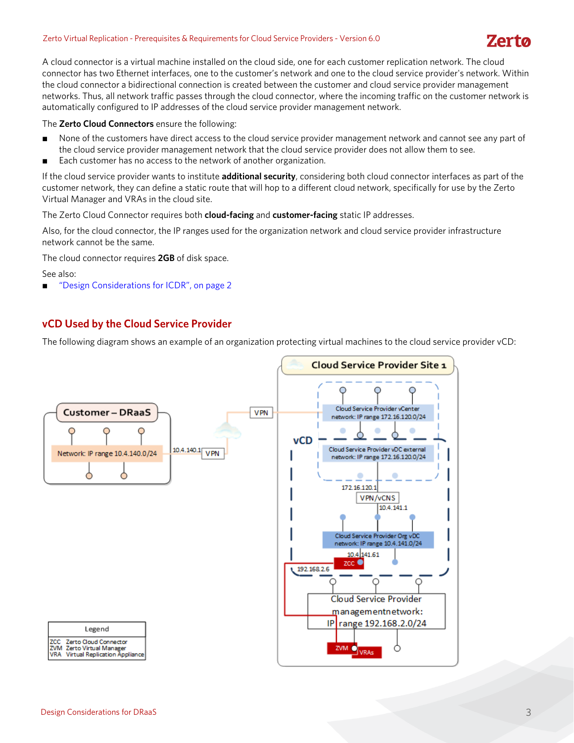A cloud connector is a virtual machine installed on the cloud side, one for each customer replication network. The cloud connector has two Ethernet interfaces, one to the customer's network and one to the cloud service provider's network. Within the cloud connector a bidirectional connection is created between the customer and cloud service provider management networks. Thus, all network traffic passes through the cloud connector, where the incoming traffic on the customer network is automatically configured to IP addresses of the cloud service provider management network.

The **Zerto Cloud Connectors** ensure the following:

- None of the customers have direct access to the cloud service provider management network and cannot see any part of the cloud service provider management network that the cloud service provider does not allow them to see.
- Each customer has no access to the network of another organization.

If the cloud service provider wants to institute **additional security**, considering both cloud connector interfaces as part of the customer network, they can define a static route that will hop to a different cloud network, specifically for use by the Zerto Virtual Manager and VRAs in the cloud site.

The Zerto Cloud Connector requires both **cloud-facing** and **customer-facing** static IP addresses.

Also, for the cloud connector, the IP ranges used for the organization network and cloud service provider infrastructure network cannot be the same.

The cloud connector requires **2GB** of disk space.

See also:

- "Design Considerations for ICDR", on page 2

## vCD Used by the Cloud Service Provider

The following diagram shows an example of an organization protecting virtual machines to the cloud service provider vCD:

Customer – DRaaS

Network: IP range 10.4.140.0/24

10.4.140.1 VPN

VPN

Cloud Service Provider Site 1

vCD

Cloud Service Provider vCenter network: IP range 172.16.120.0/24

Cloud Service Provider vDC external network: IP range 172.16.120.0/24

172.16.120.1

VPN/vCNS

10.4.141.1

Cloud Service Provider Org vDC network: IP range 10.4.141.0/24

10.4.141.61

ZCC

192.168.2.6

Cloud Service Provider managementnetwork: IP range 192.168.2.0/24

ZVM

VRAs

| Legend | |
|---|---|
| ZCC | Zerto Cloud Connector |
| ZVM | Zerto Virtual Manager |
| VRA | Virtual Replication Appliance |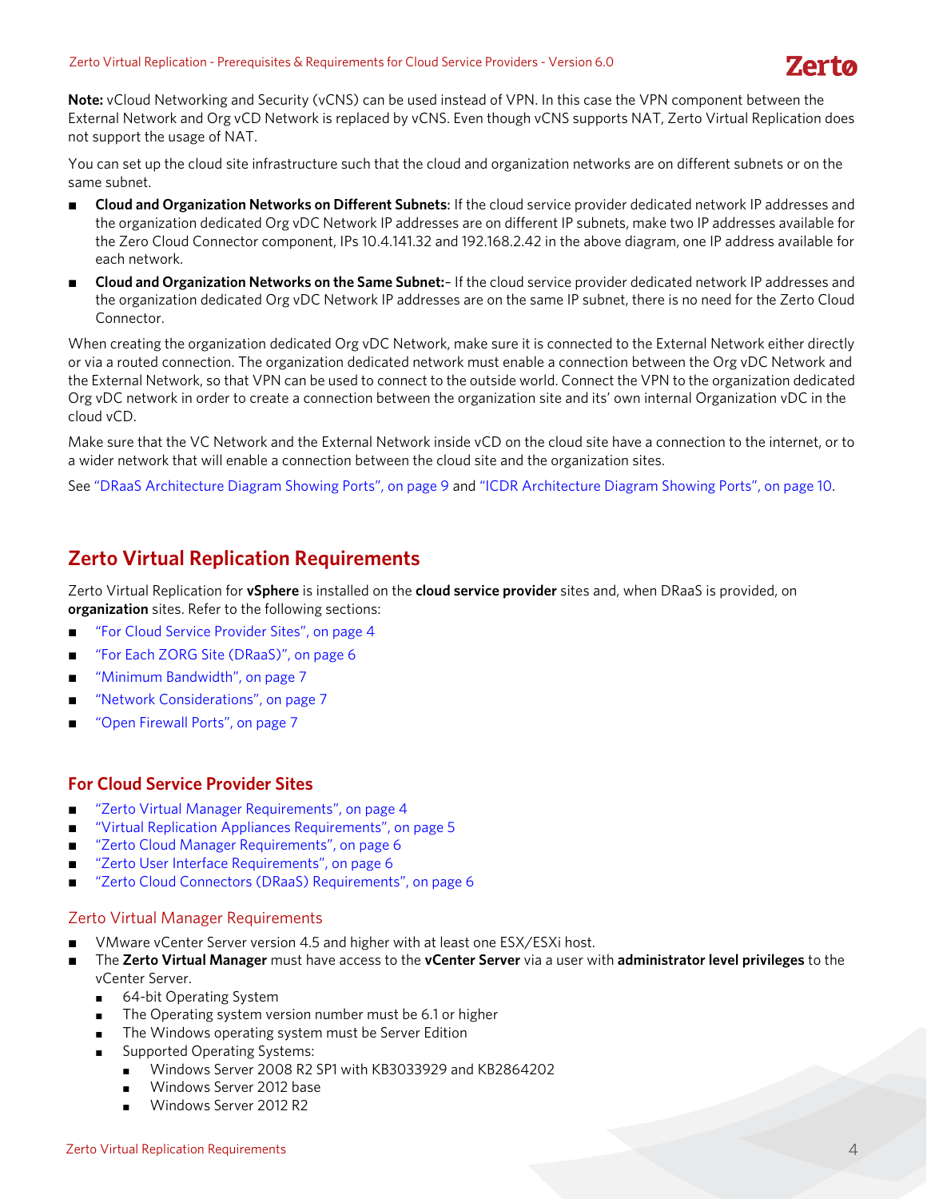**Note:** vCloud Networking and Security (vCNS) can be used instead of VPN. In this case the VPN component between the External Network and Org vCD Network is replaced by vCNS. Even though vCNS supports NAT, Zerto Virtual Replication does not support the usage of NAT.

You can set up the cloud site infrastructure such that the cloud and organization networks are on different subnets or on the same subnet.

- **Cloud and Organization Networks on Different Subnets**: If the cloud service provider dedicated network IP addresses and the organization dedicated Org vDC Network IP addresses are on different IP subnets, make two IP addresses available for the Zero Cloud Connector component, IPs 10.4.141.32 and 192.168.2.42 in the above diagram, one IP address available for each network.
- **Cloud and Organization Networks on the Same Subnet:**– If the cloud service provider dedicated network IP addresses and the organization dedicated Org vDC Network IP addresses are on the same IP subnet, there is no need for the Zerto Cloud Connector.

When creating the organization dedicated Org vDC Network, make sure it is connected to the External Network either directly or via a routed connection. The organization dedicated network must enable a connection between the Org vDC Network and the External Network, so that VPN can be used to connect to the outside world. Connect the VPN to the organization dedicated Org vDC network in order to create a connection between the organization site and its' own internal Organization vDC in the cloud vCD.

Make sure that the VC Network and the External Network inside vCD on the cloud site have a connection to the internet, or to a wider network that will enable a connection between the cloud site and the organization sites.

See "DRaaS Architecture Diagram Showing Ports", on page 9 and "ICDR Architecture Diagram Showing Ports", on page 10.

## Zerto Virtual Replication Requirements

Zerto Virtual Replication for **vSphere** is installed on the **cloud service provider** sites and, when DRaaS is provided, on **organization** sites. Refer to the following sections:

- "For Cloud Service Provider Sites", on page 4
- "For Each ZORG Site (DRaaS)", on page 6
- "Minimum Bandwidth", on page 7
- "Network Considerations", on page 7
- "Open Firewall Ports", on page 7

### For Cloud Service Provider Sites

- "Zerto Virtual Manager Requirements", on page 4
- "Virtual Replication Appliances Requirements", on page 5
- "Zerto Cloud Manager Requirements", on page 6
- "Zerto User Interface Requirements", on page 6
- "Zerto Cloud Connectors (DRaaS) Requirements", on page 6

#### Zerto Virtual Manager Requirements

- VMware vCenter Server version 4.5 and higher with at least one ESX/ESXi host.
- The **Zerto Virtual Manager** must have access to the **vCenter Server** via a user with **administrator level privileges** to the vCenter Server.
  - 64-bit Operating System
  - The Operating system version number must be 6.1 or higher
  - The Windows operating system must be Server Edition
  - Supported Operating Systems:
    - Windows Server 2008 R2 SP1 with KB3033929 and KB2864202
    - Windows Server 2012 base
    - Windows Server 2012 R2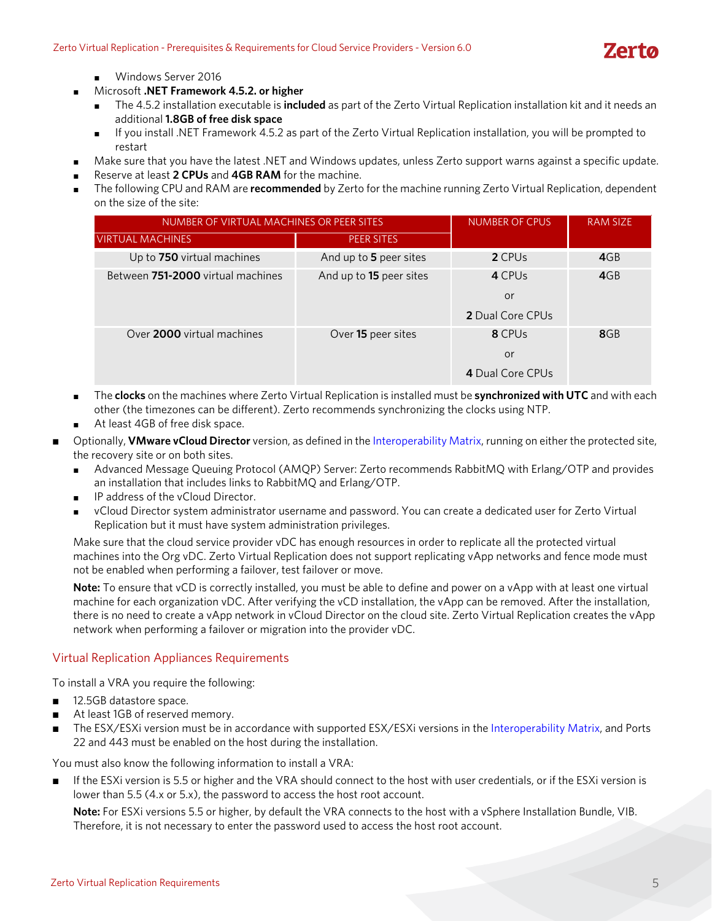- Windows Server 2016
- Microsoft **.NET Framework 4.5.2. or higher**
  - The 4.5.2 installation executable is **included** as part of the Zerto Virtual Replication installation kit and it needs an additional **1.8GB of free disk space**
  - If you install .NET Framework 4.5.2 as part of the Zerto Virtual Replication installation, you will be prompted to restart
- Make sure that you have the latest .NET and Windows updates, unless Zerto support warns against a specific update.
- Reserve at least **2 CPUs** and **4GB RAM** for the machine.
- The following CPU and RAM are **recommended** by Zerto for the machine running Zerto Virtual Replication, dependent on the size of the site:

| NUMBER OF VIRTUAL MACHINES OR PEER SITES | | NUMBER OF CPUS | RAM SIZE |
|---|---|---|---|
| VIRTUAL MACHINES | PEER SITES | | |
| Up to **750** virtual machines | And up to **5** peer sites | **2** CPUs | **4**GB |
| Between **751-2000** virtual machines | And up to **15** peer sites | **4** CPUs or **2** Dual Core CPUs | **4**GB |
| Over **2000** virtual machines | Over **15** peer sites | **8** CPUs or **4** Dual Core CPUs | **8**GB |

- The **clocks** on the machines where Zerto Virtual Replication is installed must be **synchronized with UTC** and with each other (the timezones can be different). Zerto recommends synchronizing the clocks using NTP.
- At least 4GB of free disk space.

- Optionally, **VMware vCloud Director** version, as defined in the Interoperability Matrix, running on either the protected site, the recovery site or on both sites.
  - Advanced Message Queuing Protocol (AMQP) Server: Zerto recommends RabbitMQ with Erlang/OTP and provides an installation that includes links to RabbitMQ and Erlang/OTP.
  - IP address of the vCloud Director.
  - vCloud Director system administrator username and password. You can create a dedicated user for Zerto Virtual Replication but it must have system administration privileges.

  Make sure that the cloud service provider vDC has enough resources in order to replicate all the protected virtual machines into the Org vDC. Zerto Virtual Replication does not support replicating vApp networks and fence mode must not be enabled when performing a failover, test failover or move.

  **Note:** To ensure that vCD is correctly installed, you must be able to define and power on a vApp with at least one virtual machine for each organization vDC. After verifying the vCD installation, the vApp can be removed. After the installation, there is no need to create a vApp network in vCloud Director on the cloud site. Zerto Virtual Replication creates the vApp network when performing a failover or migration into the provider vDC.

## Virtual Replication Appliances Requirements

To install a VRA you require the following:

- 12.5GB datastore space.
- At least 1GB of reserved memory.
- The ESX/ESXi version must be in accordance with supported ESX/ESXi versions in the Interoperability Matrix, and Ports 22 and 443 must be enabled on the host during the installation.

You must also know the following information to install a VRA:

- If the ESXi version is 5.5 or higher and the VRA should connect to the host with user credentials, or if the ESXi version is lower than 5.5 (4.x or 5.x), the password to access the host root account.

  **Note:** For ESXi versions 5.5 or higher, by default the VRA connects to the host with a vSphere Installation Bundle, VIB. Therefore, it is not necessary to enter the password used to access the host root account.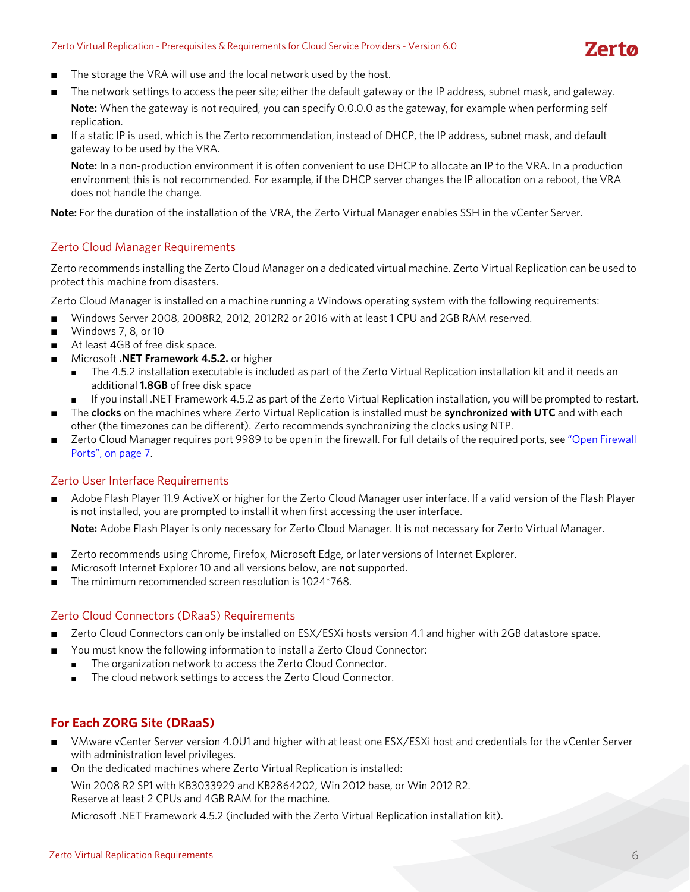- The storage the VRA will use and the local network used by the host.
- The network settings to access the peer site; either the default gateway or the IP address, subnet mask, and gateway.

  **Note:** When the gateway is not required, you can specify 0.0.0.0 as the gateway, for example when performing self replication.
- If a static IP is used, which is the Zerto recommendation, instead of DHCP, the IP address, subnet mask, and default gateway to be used by the VRA.

  **Note:** In a non-production environment it is often convenient to use DHCP to allocate an IP to the VRA. In a production environment this is not recommended. For example, if the DHCP server changes the IP allocation on a reboot, the VRA does not handle the change.

**Note:** For the duration of the installation of the VRA, the Zerto Virtual Manager enables SSH in the vCenter Server.

### Zerto Cloud Manager Requirements

Zerto recommends installing the Zerto Cloud Manager on a dedicated virtual machine. Zerto Virtual Replication can be used to protect this machine from disasters.

Zerto Cloud Manager is installed on a machine running a Windows operating system with the following requirements:

- Windows Server 2008, 2008R2, 2012, 2012R2 or 2016 with at least 1 CPU and 2GB RAM reserved.
- Windows 7, 8, or 10
- At least 4GB of free disk space.
- Microsoft **.NET Framework 4.5.2.** or higher
  - The 4.5.2 installation executable is included as part of the Zerto Virtual Replication installation kit and it needs an additional **1.8GB** of free disk space
  - If you install .NET Framework 4.5.2 as part of the Zerto Virtual Replication installation, you will be prompted to restart.
- The **clocks** on the machines where Zerto Virtual Replication is installed must be **synchronized with UTC** and with each other (the timezones can be different). Zerto recommends synchronizing the clocks using NTP.
- Zerto Cloud Manager requires port 9989 to be open in the firewall. For full details of the required ports, see "Open Firewall Ports", on page 7.

### Zerto User Interface Requirements

- Adobe Flash Player 11.9 ActiveX or higher for the Zerto Cloud Manager user interface. If a valid version of the Flash Player is not installed, you are prompted to install it when first accessing the user interface.

  **Note:** Adobe Flash Player is only necessary for Zerto Cloud Manager. It is not necessary for Zerto Virtual Manager.
- Zerto recommends using Chrome, Firefox, Microsoft Edge, or later versions of Internet Explorer.
- Microsoft Internet Explorer 10 and all versions below, are **not** supported.
- The minimum recommended screen resolution is 1024*768.

### Zerto Cloud Connectors (DRaaS) Requirements

- Zerto Cloud Connectors can only be installed on ESX/ESXi hosts version 4.1 and higher with 2GB datastore space.
- You must know the following information to install a Zerto Cloud Connector:
  - The organization network to access the Zerto Cloud Connector.
  - The cloud network settings to access the Zerto Cloud Connector.

## For Each ZORG Site (DRaaS)

- VMware vCenter Server version 4.0U1 and higher with at least one ESX/ESXi host and credentials for the vCenter Server with administration level privileges.
- On the dedicated machines where Zerto Virtual Replication is installed:

  Win 2008 R2 SP1 with KB3033929 and KB2864202, Win 2012 base, or Win 2012 R2.
  Reserve at least 2 CPUs and 4GB RAM for the machine.

  Microsoft .NET Framework 4.5.2 (included with the Zerto Virtual Replication installation kit).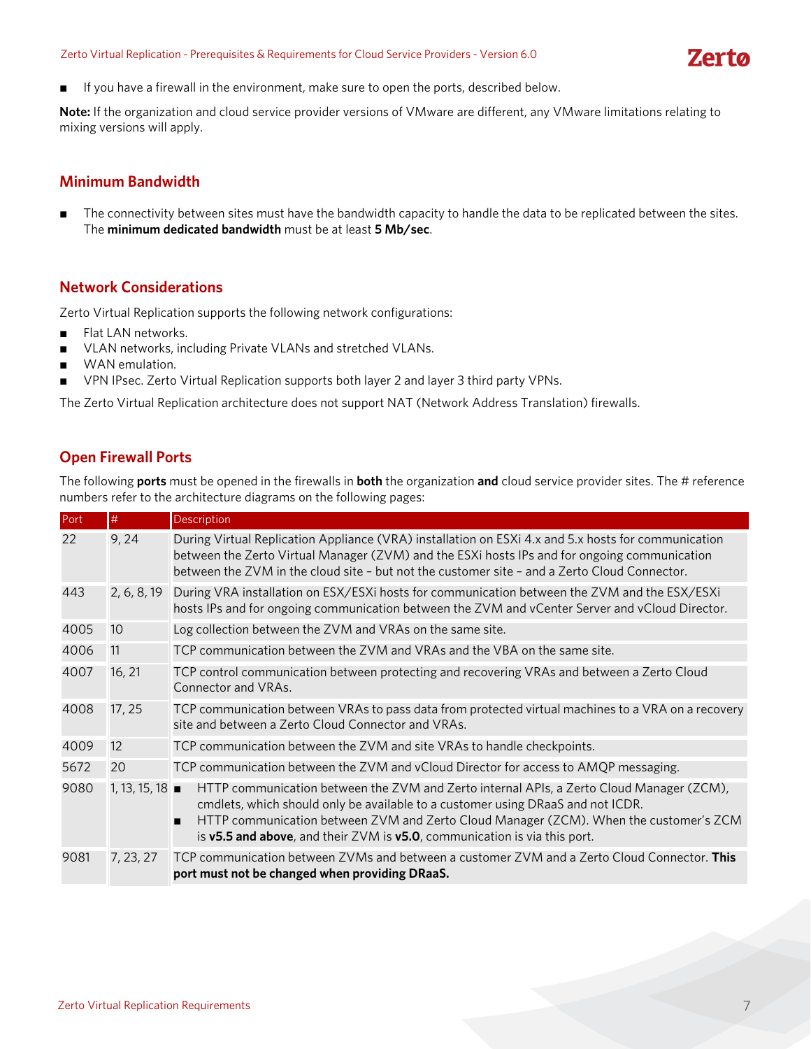- If you have a firewall in the environment, make sure to open the ports, described below.

**Note:** If the organization and cloud service provider versions of VMware are different, any VMware limitations relating to mixing versions will apply.

## Minimum Bandwidth

- The connectivity between sites must have the bandwidth capacity to handle the data to be replicated between the sites. The **minimum dedicated bandwidth** must be at least **5 Mb/sec**.

## Network Considerations

Zerto Virtual Replication supports the following network configurations:

- Flat LAN networks.
- VLAN networks, including Private VLANs and stretched VLANs.
- WAN emulation.
- VPN IPsec. Zerto Virtual Replication supports both layer 2 and layer 3 third party VPNs.

The Zerto Virtual Replication architecture does not support NAT (Network Address Translation) firewalls.

## Open Firewall Ports

The following **ports** must be opened in the firewalls in **both** the organization **and** cloud service provider sites. The # reference numbers refer to the architecture diagrams on the following pages:

| Port | # | Description |
|---|---|---|
| 22 | 9, 24 | During Virtual Replication Appliance (VRA) installation on ESXi 4.x and 5.x hosts for communication between the Zerto Virtual Manager (ZVM) and the ESXi hosts IPs and for ongoing communication between the ZVM in the cloud site – but not the customer site – and a Zerto Cloud Connector. |
| 443 | 2, 6, 8, 19 | During VRA installation on ESX/ESXi hosts for communication between the ZVM and the ESX/ESXi hosts IPs and for ongoing communication between the ZVM and vCenter Server and vCloud Director. |
| 4005 | 10 | Log collection between the ZVM and VRAs on the same site. |
| 4006 | 11 | TCP communication between the ZVM and VRAs and the VBA on the same site. |
| 4007 | 16, 21 | TCP control communication between protecting and recovering VRAs and between a Zerto Cloud Connector and VRAs. |
| 4008 | 17, 25 | TCP communication between VRAs to pass data from protected virtual machines to a VRA on a recovery site and between a Zerto Cloud Connector and VRAs. |
| 4009 | 12 | TCP communication between the ZVM and site VRAs to handle checkpoints. |
| 5672 | 20 | TCP communication between the ZVM and vCloud Director for access to AMQP messaging. |
| 9080 | 1, 13, 15, 18 | ■ HTTP communication between the ZVM and Zerto internal APIs, a Zerto Cloud Manager (ZCM), cmdlets, which should only be available to a customer using DRaaS and not ICDR. ■ HTTP communication between ZVM and Zerto Cloud Manager (ZCM). When the customer's ZCM is **v5.5 and above**, and their ZVM is **v5.0**, communication is via this port. |
| 9081 | 7, 23, 27 | TCP communication between ZVMs and between a customer ZVM and a Zerto Cloud Connector. **This port must not be changed when providing DRaaS.** |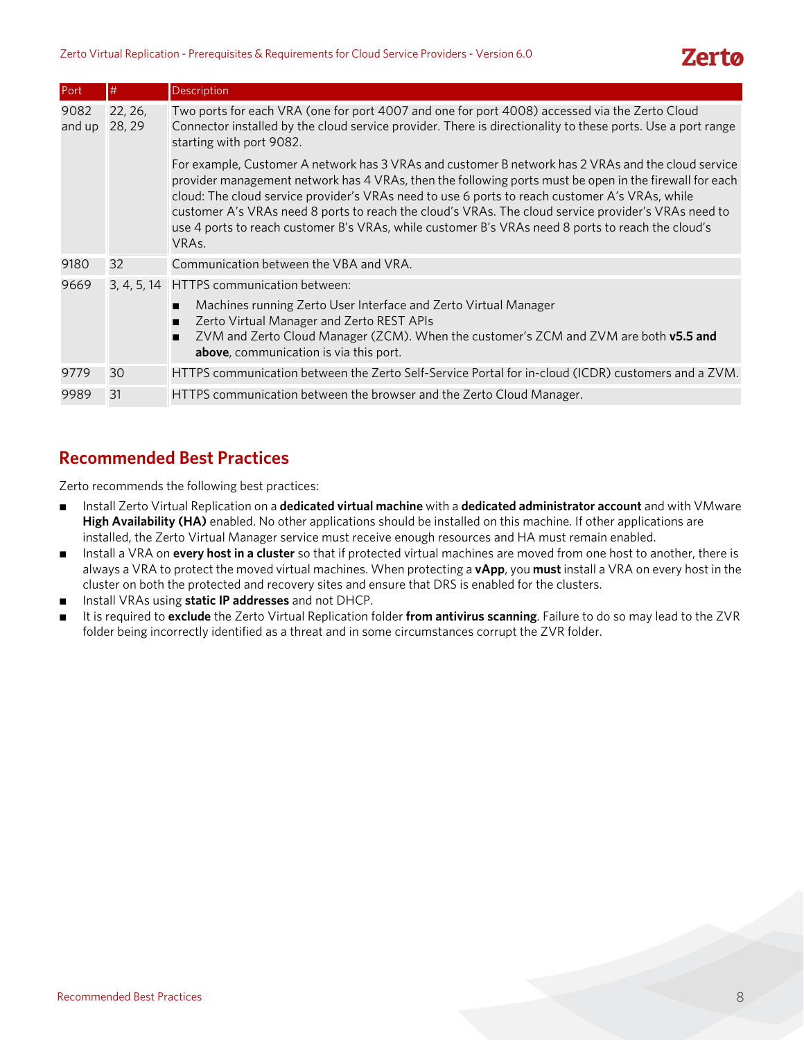| Port | # | Description |
|---|---|---|
| 9082 and up | 22, 26, 28, 29 | Two ports for each VRA (one for port 4007 and one for port 4008) accessed via the Zerto Cloud Connector installed by the cloud service provider. There is directionality to these ports. Use a port range starting with port 9082.<br><br>For example, Customer A network has 3 VRAs and customer B network has 2 VRAs and the cloud service provider management network has 4 VRAs, then the following ports must be open in the firewall for each cloud: The cloud service provider's VRAs need to use 6 ports to reach customer A's VRAs, while customer A's VRAs need 8 ports to reach the cloud's VRAs. The cloud service provider's VRAs need to use 4 ports to reach customer B's VRAs, while customer B's VRAs need 8 ports to reach the cloud's VRAs. |
| 9180 | 32 | Communication between the VBA and VRA. |
| 9669 | 3, 4, 5, 14 | HTTPS communication between:<br>■ Machines running Zerto User Interface and Zerto Virtual Manager<br>■ Zerto Virtual Manager and Zerto REST APIs<br>■ ZVM and Zerto Cloud Manager (ZCM). When the customer's ZCM and ZVM are both **v5.5 and above**, communication is via this port. |
| 9779 | 30 | HTTPS communication between the Zerto Self-Service Portal for in-cloud (ICDR) customers and a ZVM. |
| 9989 | 31 | HTTPS communication between the browser and the Zerto Cloud Manager. |

## Recommended Best Practices

Zerto recommends the following best practices:

- Install Zerto Virtual Replication on a **dedicated virtual machine** with a **dedicated administrator account** and with VMware **High Availability (HA)** enabled. No other applications should be installed on this machine. If other applications are installed, the Zerto Virtual Manager service must receive enough resources and HA must remain enabled.
- Install a VRA on **every host in a cluster** so that if protected virtual machines are moved from one host to another, there is always a VRA to protect the moved virtual machines. When protecting a **vApp**, you **must** install a VRA on every host in the cluster on both the protected and recovery sites and ensure that DRS is enabled for the clusters.
- Install VRAs using **static IP addresses** and not DHCP.
- It is required to **exclude** the Zerto Virtual Replication folder **from antivirus scanning**. Failure to do so may lead to the ZVR folder being incorrectly identified as a threat and in some circumstances corrupt the ZVR folder.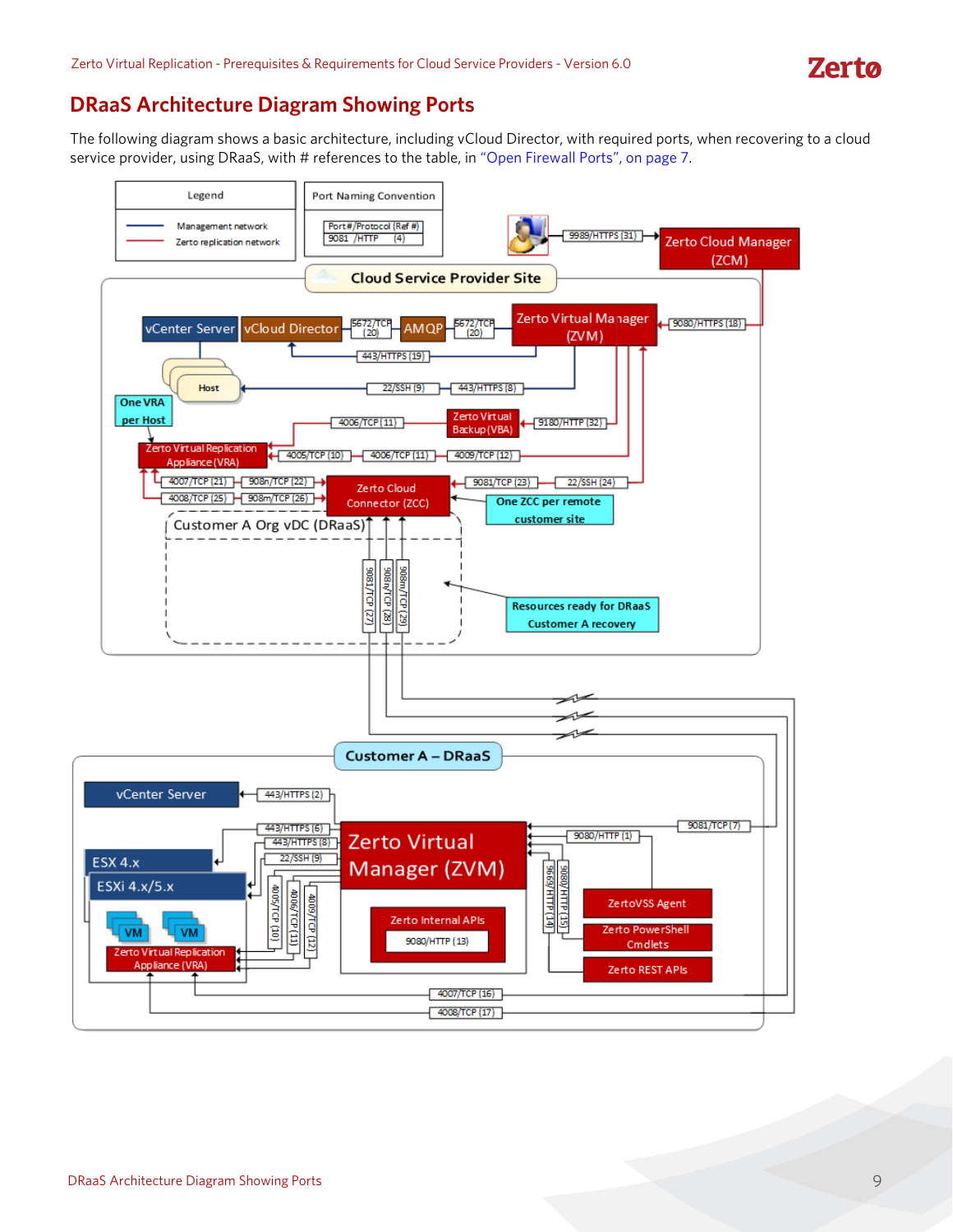## DRaaS Architecture Diagram Showing Ports

The following diagram shows a basic architecture, including vCloud Director, with required ports, when recovering to a cloud service provider, using DRaaS, with # references to the table, in "Open Firewall Ports", on page 7.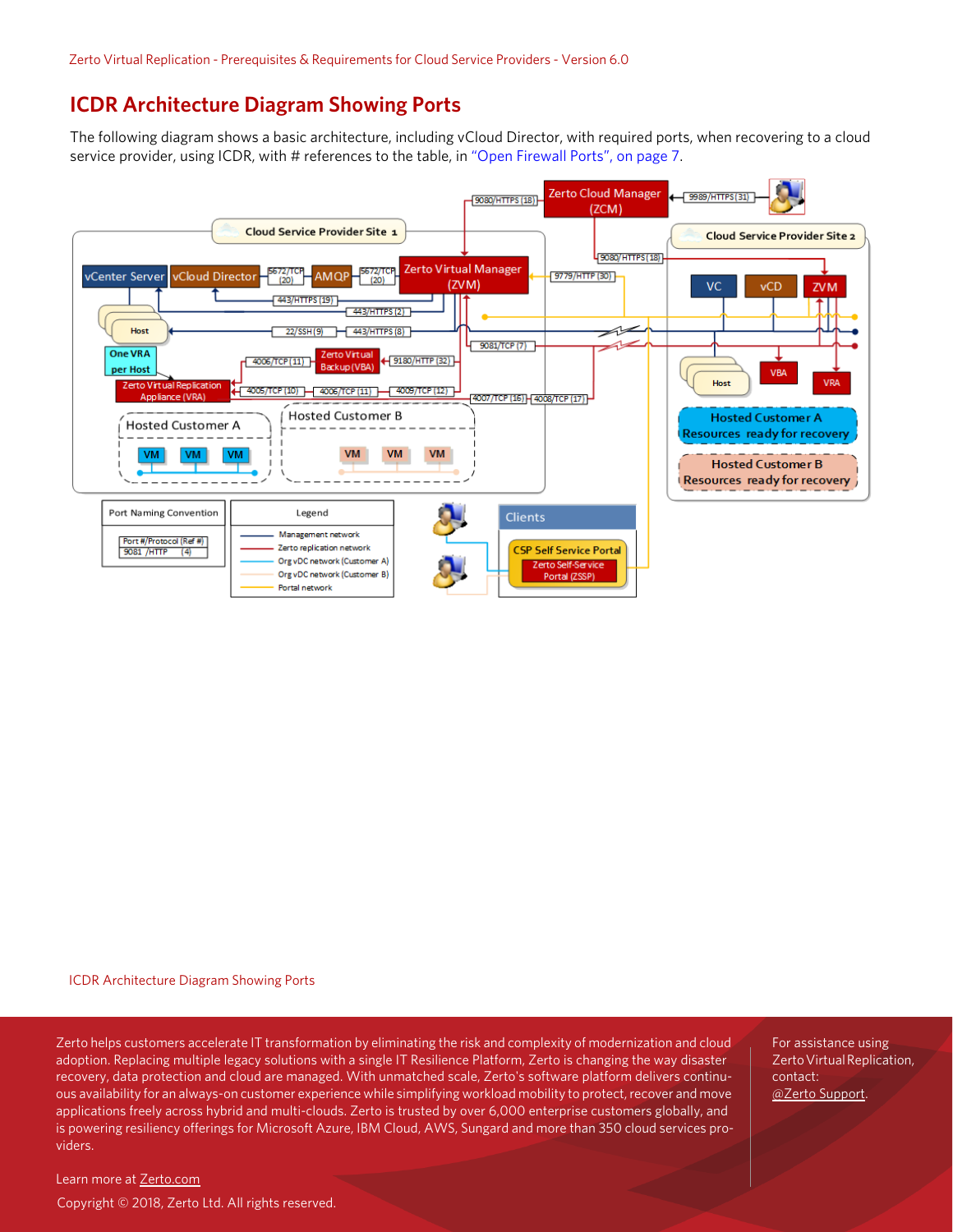## ICDR Architecture Diagram Showing Ports

The following diagram shows a basic architecture, including vCloud Director, with required ports, when recovering to a cloud service provider, using ICDR, with # references to the table, in "Open Firewall Ports", on page 7.

Zerto Cloud Manager (ZCM)
9989/HTTPS (31)
9080/HTTPS (18)
Cloud Service Provider Site 1
Cloud Service Provider Site 2
9080/HTTPS (18)
vCenter Server
vCloud Director
5672/TCP (20)
AMQP
5672/TCP (20)
Zerto Virtual Manager (ZVM)
9779/HTTP (30)
VC
vCD
ZVM
443/HTTPS (19)
443/HTTPS (2)
Host
22/SSH (9)
443/HTTPS (8)
9081/TCP (7)
One VRA per Host
4006/TCP (11)
Zerto Virtual Backup (VBA)
9180/HTTP (32)
Zerto Virtual Replication Appliance (VRA)
4005/TCP (10)
4006/TCP (11)
4009/TCP (12)
4007/TCP (16)
4008/TCP (17)
Host
VBA
VRA
Hosted Customer A
VM VM VM
Hosted Customer B
VM VM VM
Hosted Customer A Resources ready for recovery
Hosted Customer B Resources ready for recovery

Port Naming Convention
Port #/Protocol (Ref #)
9081 /HTTP (4)

Legend
Management network
Zerto replication network
Org vDC network (Customer A)
Org vDC network (Customer B)
Portal network

Clients
CSP Self Service Portal
Zerto Self-Service Portal (ZSSP)

ICDR Architecture Diagram Showing Ports

Zerto helps customers accelerate IT transformation by eliminating the risk and complexity of modernization and cloud adoption. Replacing multiple legacy solutions with a single IT Resilience Platform, Zerto is changing the way disaster recovery, data protection and cloud are managed. With unmatched scale, Zerto's software platform delivers continuous availability for an always-on customer experience while simplifying workload mobility to protect, recover and move applications freely across hybrid and multi-clouds. Zerto is trusted by over 6,000 enterprise customers globally, and is powering resiliency offerings for Microsoft Azure, IBM Cloud, AWS, Sungard and more than 350 cloud services providers.

Learn more at Zerto.com

Copyright © 2018, Zerto Ltd. All rights reserved.

For assistance using Zerto Virtual Replication, contact: @Zerto Support.